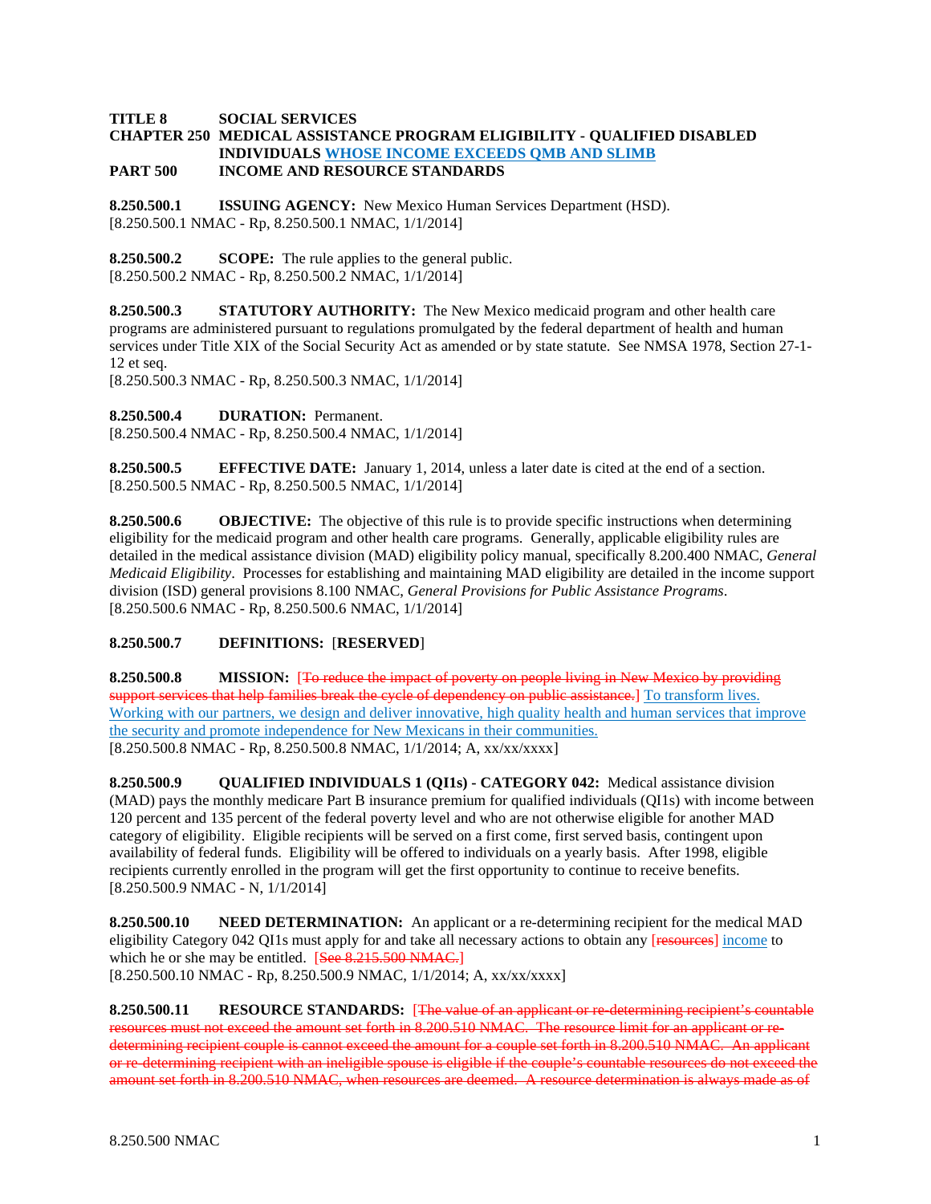**TITLE 8 SOCIAL SERVICES**
**CHAPTER 250 MEDICAL ASSISTANCE PROGRAM ELIGIBILITY - QUALIFIED DISABLED INDIVIDUALS WHOSE INCOME EXCEEDS QMB AND SLIMB**
**PART 500 INCOME AND RESOURCE STANDARDS**

**8.250.500.1 ISSUING AGENCY:** New Mexico Human Services Department (HSD).
[8.250.500.1 NMAC - Rp, 8.250.500.1 NMAC, 1/1/2014]

**8.250.500.2 SCOPE:** The rule applies to the general public.
[8.250.500.2 NMAC - Rp, 8.250.500.2 NMAC, 1/1/2014]

**8.250.500.3 STATUTORY AUTHORITY:** The New Mexico medicaid program and other health care programs are administered pursuant to regulations promulgated by the federal department of health and human services under Title XIX of the Social Security Act as amended or by state statute. See NMSA 1978, Section 27-1-12 et seq.
[8.250.500.3 NMAC - Rp, 8.250.500.3 NMAC, 1/1/2014]

**8.250.500.4 DURATION:** Permanent.
[8.250.500.4 NMAC - Rp, 8.250.500.4 NMAC, 1/1/2014]

**8.250.500.5 EFFECTIVE DATE:** January 1, 2014, unless a later date is cited at the end of a section.
[8.250.500.5 NMAC - Rp, 8.250.500.5 NMAC, 1/1/2014]

**8.250.500.6 OBJECTIVE:** The objective of this rule is to provide specific instructions when determining eligibility for the medicaid program and other health care programs. Generally, applicable eligibility rules are detailed in the medical assistance division (MAD) eligibility policy manual, specifically 8.200.400 NMAC, *General Medicaid Eligibility*. Processes for establishing and maintaining MAD eligibility are detailed in the income support division (ISD) general provisions 8.100 NMAC, *General Provisions for Public Assistance Programs*.
[8.250.500.6 NMAC - Rp, 8.250.500.6 NMAC, 1/1/2014]

**8.250.500.7 DEFINITIONS:** [**RESERVED**]

**8.250.500.8 MISSION:** [~~To reduce the impact of poverty on people living in New Mexico by providing support services that help families break the cycle of dependency on public assistance.~~] To transform lives. Working with our partners, we design and deliver innovative, high quality health and human services that improve the security and promote independence for New Mexicans in their communities.
[8.250.500.8 NMAC - Rp, 8.250.500.8 NMAC, 1/1/2014; A, xx/xx/xxxx]

**8.250.500.9 QUALIFIED INDIVIDUALS 1 (QI1s) - CATEGORY 042:** Medical assistance division (MAD) pays the monthly medicare Part B insurance premium for qualified individuals (QI1s) with income between 120 percent and 135 percent of the federal poverty level and who are not otherwise eligible for another MAD category of eligibility. Eligible recipients will be served on a first come, first served basis, contingent upon availability of federal funds. Eligibility will be offered to individuals on a yearly basis. After 1998, eligible recipients currently enrolled in the program will get the first opportunity to continue to receive benefits.
[8.250.500.9 NMAC - N, 1/1/2014]

**8.250.500.10 NEED DETERMINATION:** An applicant or a re-determining recipient for the medical MAD eligibility Category 042 QI1s must apply for and take all necessary actions to obtain any [~~resources~~] income to which he or she may be entitled. [~~See 8.215.500 NMAC.~~]
[8.250.500.10 NMAC - Rp, 8.250.500.9 NMAC, 1/1/2014; A, xx/xx/xxxx]

**8.250.500.11 RESOURCE STANDARDS:** [~~The value of an applicant or re-determining recipient's countable resources must not exceed the amount set forth in 8.200.510 NMAC. The resource limit for an applicant or re-determining recipient couple is cannot exceed the amount for a couple set forth in 8.200.510 NMAC. An applicant or re-determining recipient with an ineligible spouse is eligible if the couple's countable resources do not exceed the amount set forth in 8.200.510 NMAC, when resources are deemed. A resource determination is always made as of~~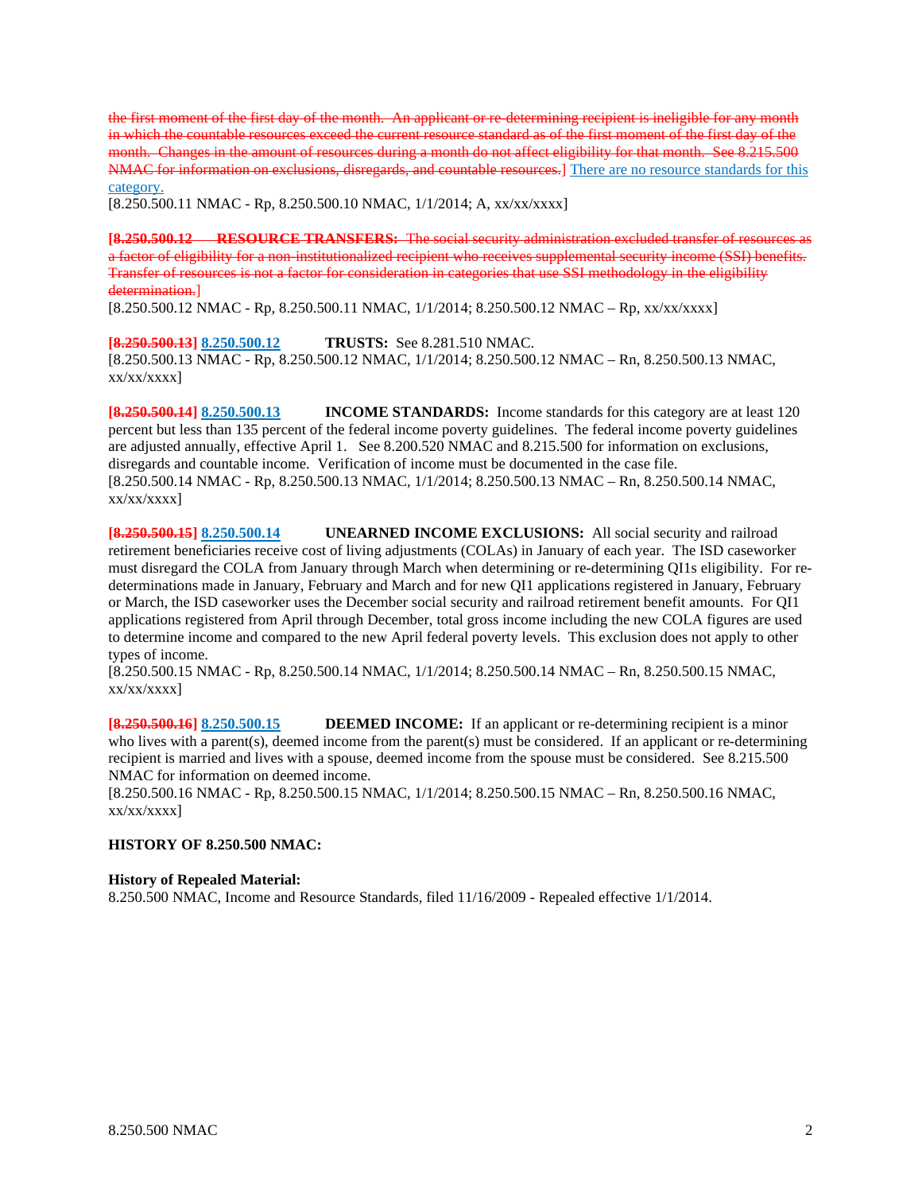~~the first moment of the first day of the month. An applicant or re-determining recipient is ineligible for any month in which the countable resources exceed the current resource standard as of the first moment of the first day of the month. Changes in the amount of resources during a month do not affect eligibility for that month. See 8.215.500 NMAC for information on exclusions, disregards, and countable resources.]~~ There are no resource standards for this category.
[8.250.500.11 NMAC - Rp, 8.250.500.10 NMAC, 1/1/2014; A, xx/xx/xxxx]

~~[**8.250.500.12 RESOURCE TRANSFERS:** The social security administration excluded transfer of resources as a factor of eligibility for a non-institutionalized recipient who receives supplemental security income (SSI) benefits. Transfer of resources is not a factor for consideration in categories that use SSI methodology in the eligibility determination.]~~
[8.250.500.12 NMAC - Rp, 8.250.500.11 NMAC, 1/1/2014; 8.250.500.12 NMAC – Rp, xx/xx/xxxx]

**[~~8.250.500.13~~] 8.250.500.12 TRUSTS:** See 8.281.510 NMAC.
[8.250.500.13 NMAC - Rp, 8.250.500.12 NMAC, 1/1/2014; 8.250.500.12 NMAC – Rn, 8.250.500.13 NMAC, xx/xx/xxxx]

**[~~8.250.500.14~~] 8.250.500.13 INCOME STANDARDS:** Income standards for this category are at least 120 percent but less than 135 percent of the federal income poverty guidelines. The federal income poverty guidelines are adjusted annually, effective April 1. See 8.200.520 NMAC and 8.215.500 for information on exclusions, disregards and countable income. Verification of income must be documented in the case file.
[8.250.500.14 NMAC - Rp, 8.250.500.13 NMAC, 1/1/2014; 8.250.500.13 NMAC – Rn, 8.250.500.14 NMAC, xx/xx/xxxx]

**[~~8.250.500.15~~] 8.250.500.14 UNEARNED INCOME EXCLUSIONS:** All social security and railroad retirement beneficiaries receive cost of living adjustments (COLAs) in January of each year. The ISD caseworker must disregard the COLA from January through March when determining or re-determining QI1s eligibility. For re-determinations made in January, February and March and for new QI1 applications registered in January, February or March, the ISD caseworker uses the December social security and railroad retirement benefit amounts. For QI1 applications registered from April through December, total gross income including the new COLA figures are used to determine income and compared to the new April federal poverty levels. This exclusion does not apply to other types of income.
[8.250.500.15 NMAC - Rp, 8.250.500.14 NMAC, 1/1/2014; 8.250.500.14 NMAC – Rn, 8.250.500.15 NMAC, xx/xx/xxxx]

**[~~8.250.500.16~~] 8.250.500.15 DEEMED INCOME:** If an applicant or re-determining recipient is a minor who lives with a parent(s), deemed income from the parent(s) must be considered. If an applicant or re-determining recipient is married and lives with a spouse, deemed income from the spouse must be considered. See 8.215.500 NMAC for information on deemed income.
[8.250.500.16 NMAC - Rp, 8.250.500.15 NMAC, 1/1/2014; 8.250.500.15 NMAC – Rn, 8.250.500.16 NMAC, xx/xx/xxxx]

**HISTORY OF 8.250.500 NMAC:**

**History of Repealed Material:**
8.250.500 NMAC, Income and Resource Standards, filed 11/16/2009 - Repealed effective 1/1/2014.